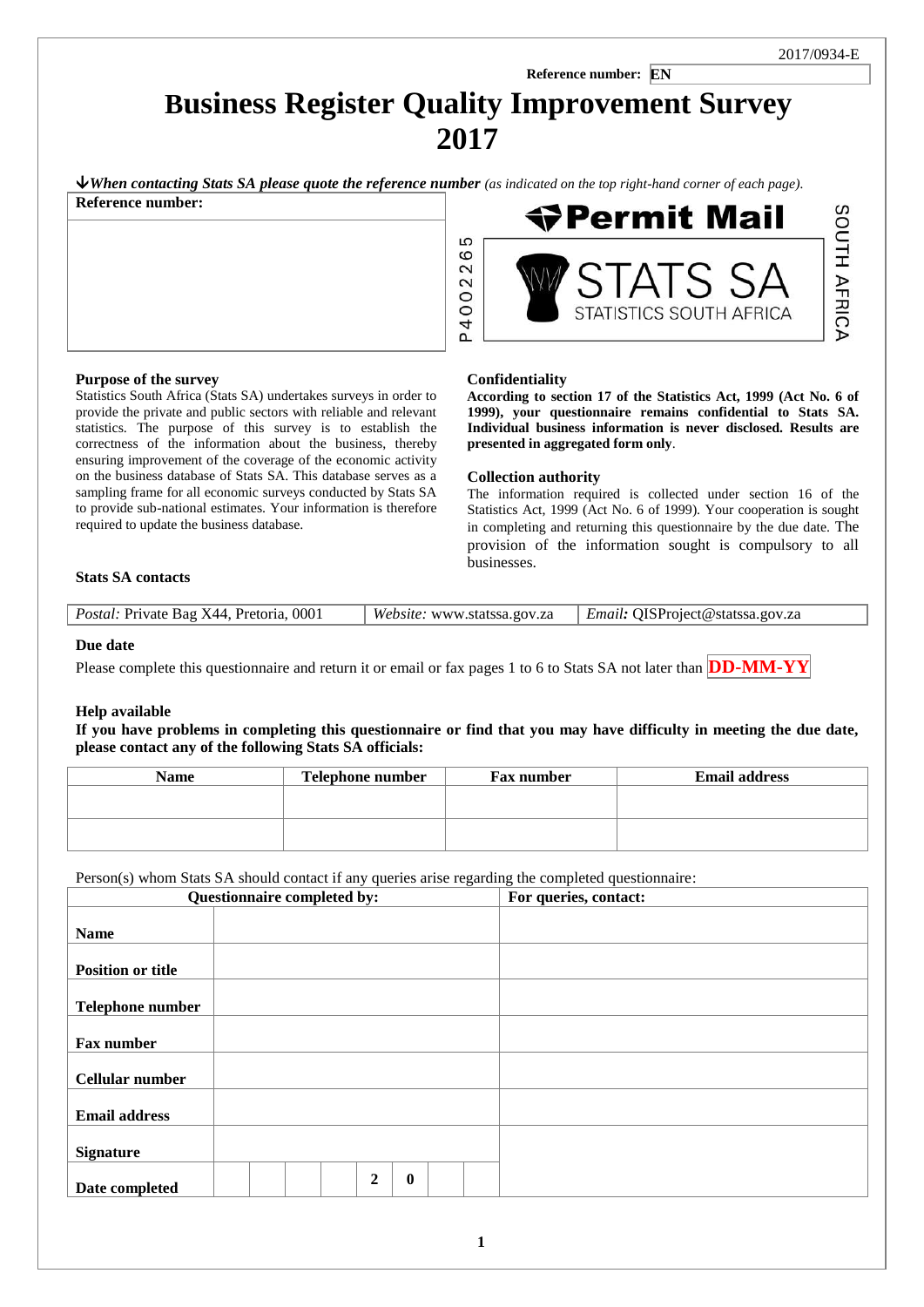2017/0934-E

**Reference number:** EN

# Business Register Quality Improvement Survey 2017

**↓*When contacting Stats SA please quote the reference number*** *(as indicated on the top right-hand corner of each page).*

| Reference number: |
|---|
| |

P4002265

**Permit Mail**

STATS SA
STATISTICS SOUTH AFRICA

SOUTH AFRICA

### Purpose of the survey

Statistics South Africa (Stats SA) undertakes surveys in order to provide the private and public sectors with reliable and relevant statistics. The purpose of this survey is to establish the correctness of the information about the business, thereby ensuring improvement of the coverage of the economic activity on the business database of Stats SA. This database serves as a sampling frame for all economic surveys conducted by Stats SA to provide sub-national estimates. Your information is therefore required to update the business database.

### Confidentiality

**According to section 17 of the Statistics Act, 1999 (Act No. 6 of 1999), your questionnaire remains confidential to Stats SA. Individual business information is never disclosed. Results are presented in aggregated form only**.

### Collection authority

The information required is collected under section 16 of the Statistics Act, 1999 (Act No. 6 of 1999). Your cooperation is sought in completing and returning this questionnaire by the due date. The provision of the information sought is compulsory to all businesses.

### Stats SA contacts

| *Postal:* Private Bag X44, Pretoria, 0001 | *Website:* www.statssa.gov.za | ***Email:*** QISProject@statssa.gov.za |
|---|---|---|

### Due date

Please complete this questionnaire and return it or email or fax pages 1 to 6 to Stats SA not later than **DD-MM-YY**

### Help available

**If you have problems in completing this questionnaire or find that you may have difficulty in meeting the due date, please contact any of the following Stats SA officials:**

| Name | Telephone number | Fax number | Email address |
|---|---|---|---|
| | | | |
| | | | |

Person(s) whom Stats SA should contact if any queries arise regarding the completed questionnaire:

| Questionnaire completed by: | | For queries, contact: |
|---|---|---|
| **Name** | | |
| **Position or title** | | |
| **Telephone number** | | |
| **Fax number** | | |
| **Cellular number** | | |
| **Email address** | | |
| **Signature** | | |
| **Date completed** | _ _ _ _ **2 0** _ _ | |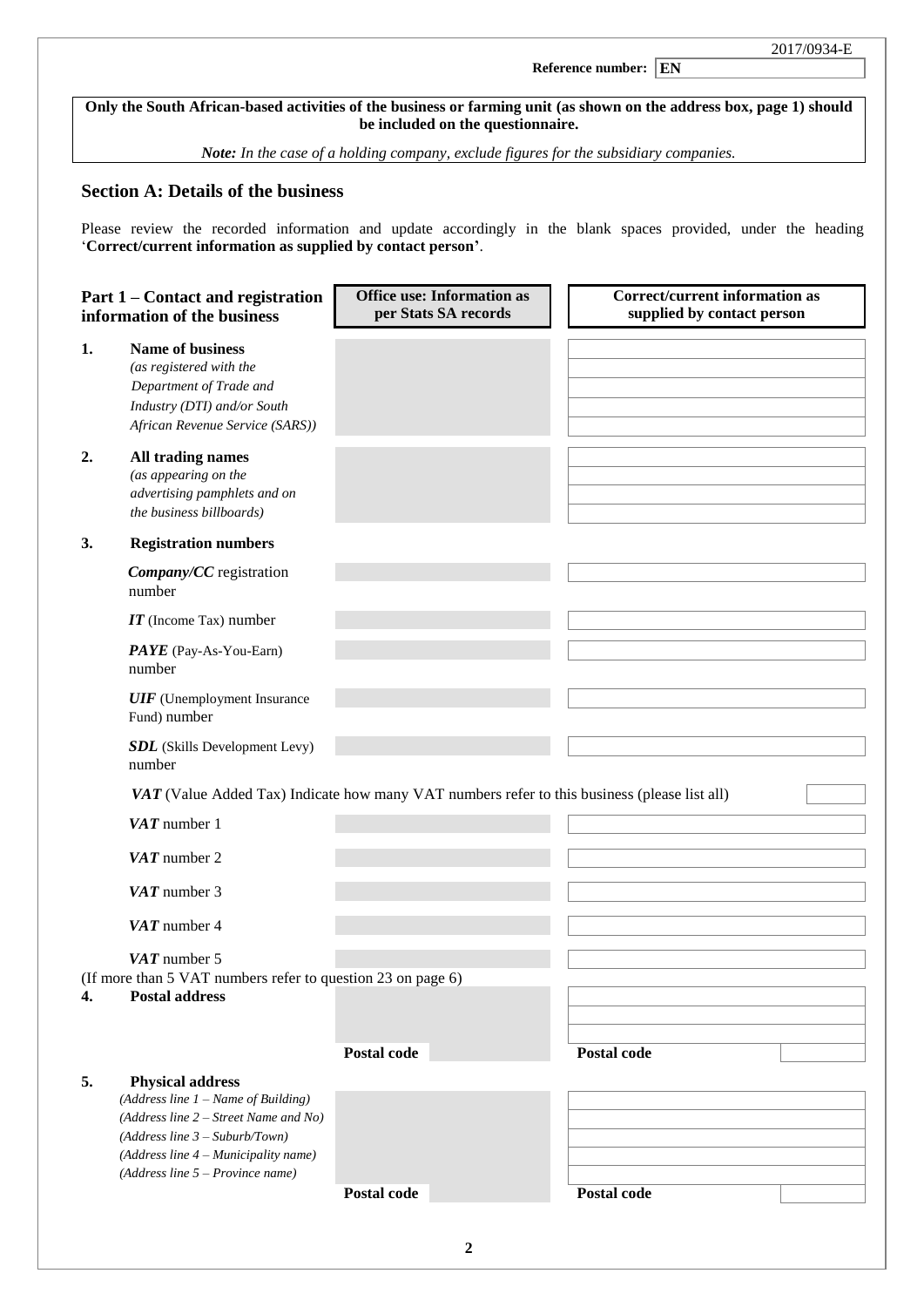2017/0934-E

**Reference number:** **EN**

**Only the South African-based activities of the business or farming unit (as shown on the address box, page 1) should be included on the questionnaire.**

***Note:*** *In the case of a holding company, exclude figures for the subsidiary companies.*

## Section A: Details of the business

Please review the recorded information and update accordingly in the blank spaces provided, under the heading '**Correct/current information as supplied by contact person**'.

| **Part 1 – Contact and registration information of the business** | **Office use: Information as per Stats SA records** | **Correct/current information as supplied by contact person** |
|---|---|---|
| **1.** **Name of business** *(as registered with the Department of Trade and Industry (DTI) and/or South African Revenue Service (SARS))* | | |
| **2.** **All trading names** *(as appearing on the advertising pamphlets and on the business billboards)* | | |
| **3.** **Registration numbers** | | |
| ***Company/CC*** registration number | | |
| ***IT*** (Income Tax) number | | |
| ***PAYE*** (Pay-As-You-Earn) number | | |
| ***UIF*** (Unemployment Insurance Fund) number | | |
| ***SDL*** (Skills Development Levy) number | | |
| ***VAT*** (Value Added Tax) Indicate how many VAT numbers refer to this business (please list all) | | |
| ***VAT*** number 1 | | |
| ***VAT*** number 2 | | |
| ***VAT*** number 3 | | |
| ***VAT*** number 4 | | |
| ***VAT*** number 5 | | |
| (If more than 5 VAT numbers refer to question 23 on page 6) | | |
| **4.** **Postal address** | | |
| | **Postal code** | **Postal code** |
| **5.** **Physical address** *(Address line 1 – Name of Building)* *(Address line 2 – Street Name and No)* *(Address line 3 – Suburb/Town)* *(Address line 4 – Municipality name)* *(Address line 5 – Province name)* | | |
| | **Postal code** | **Postal code** |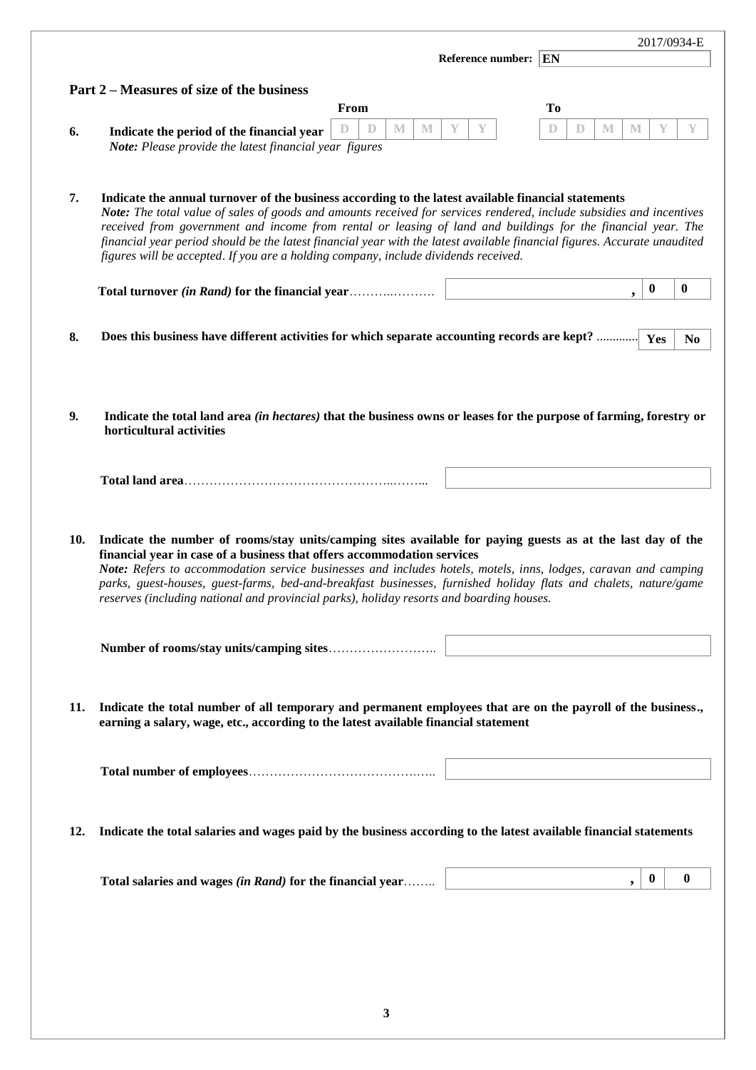2017/0934-E

Reference number: EN

## Part 2 – Measures of size of the business

**6. Indicate the period of the financial year**

| | From | | | | | | | To | | | | | |
|---|---|---|---|---|---|---|---|---|---|---|---|---|---|
| | D | D | M | M | Y | Y | | D | D | M | M | Y | Y |

*Note: Please provide the latest financial year figures*

**7. Indicate the annual turnover of the business according to the latest available financial statements**

*Note: The total value of sales of goods and amounts received for services rendered, include subsidies and incentives received from government and income from rental or leasing of land and buildings for the financial year. The financial year period should be the latest financial year with the latest available financial figures. Accurate unaudited figures will be accepted. If you are a holding company, include dividends received.*

**Total turnover *(in Rand)* for the financial year**………..………. | , | 0 | 0 |

**8. Does this business have different activities for which separate accounting records are kept?** ............ | Yes | No |

**9. Indicate the total land area *(in hectares)* that the business owns or leases for the purpose of farming, forestry or horticultural activities**

**Total land area**…………………………………………..……... | |

**10. Indicate the number of rooms/stay units/camping sites available for paying guests as at the last day of the financial year in case of a business that offers accommodation services**

*Note: Refers to accommodation service businesses and includes hotels, motels, inns, lodges, caravan and camping parks, guest-houses, guest-farms, bed-and-breakfast businesses, furnished holiday flats and chalets, nature/game reserves (including national and provincial parks), holiday resorts and boarding houses.*

**Number of rooms/stay units/camping sites**…………………….. | |

**11. Indicate the total number of all temporary and permanent employees that are on the payroll of the business., earning a salary, wage, etc., according to the latest available financial statement**

**Total number of employees**………………………………….….. | |

**12. Indicate the total salaries and wages paid by the business according to the latest available financial statements**

**Total salaries and wages *(in Rand)* for the financial year**…….. | , | 0 | 0 |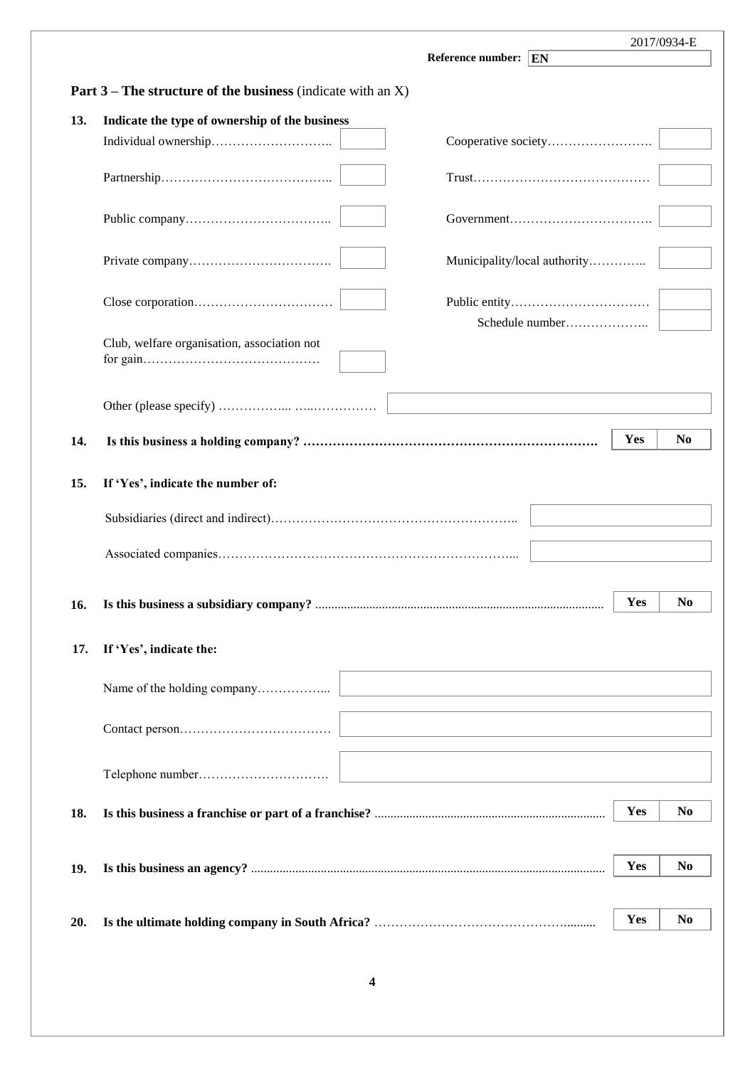2017/0934-E

Reference number: EN

## Part 3 – The structure of the business (indicate with an X)

**13. Indicate the type of ownership of the business**

| | | | |
|---|---|---|---|
| Individual ownership……………………….. | | Cooperative society……………………. | |
| Partnership………………………………….. | | Trust…………………………………… | |
| Public company…………………………….. | | Government……………………………. | |
| Private company……………………………. | | Municipality/local authority………….. | |
| Close corporation…………………………… | | Public entity…………………………… | |
| | | Schedule number……………….. | |
| Club, welfare organisation, association not for gain…………………………………… | | | |

Other (please specify) ……………... …..……………

**14. Is this business a holding company? …………………………………………………………….** **Yes** **No**

**15. If 'Yes', indicate the number of:**

Subsidiaries (direct and indirect)…………………………………………………..

Associated companies……………………………………………………………...

**16. Is this business a subsidiary company?** ......................................................................................... **Yes** **No**

**17. If 'Yes', indicate the:**

Name of the holding company……………...

Contact person………………………………

Telephone number………………………….

**18. Is this business a franchise or part of a franchise?** ....................................................................... **Yes** **No**

**19. Is this business an agency?** ............................................................................................................. **Yes** **No**

**20. Is the ultimate holding company in South Africa?** ……………………………………….......... **Yes** **No**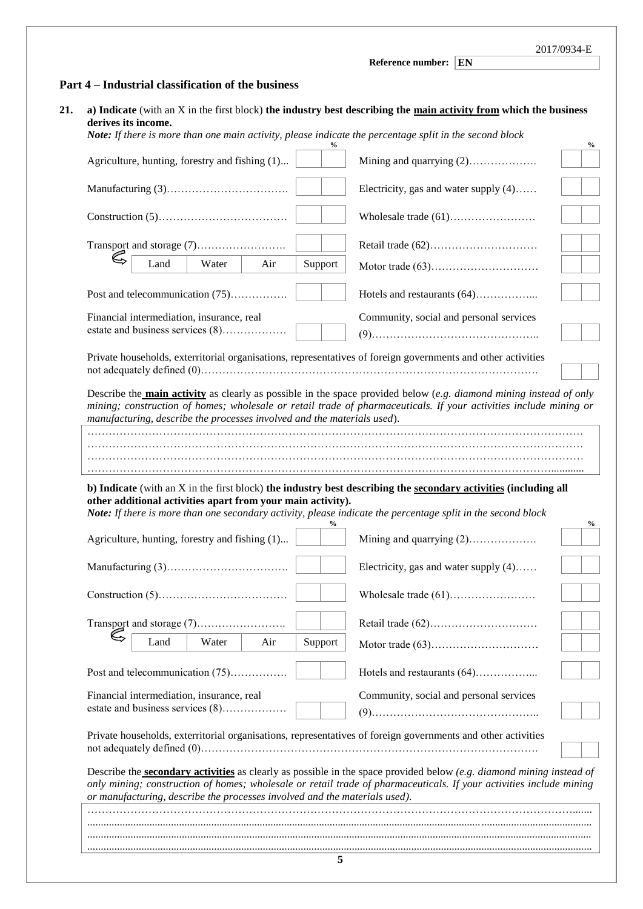Reference number: EN

## Part 4 – Industrial classification of the business

**21.** **a) Indicate** (with an X in the first block) **the industry best describing the main activity from which the business derives its income.**

***Note:** If there is more than one main activity, please indicate the percentage split in the second block*

| Industry | % | Industry | % |
|---|---|---|---|
| Agriculture, hunting, forestry and fishing (1)... | | Mining and quarrying (2)………………. | |
| Manufacturing (3)……………………………. | | Electricity, gas and water supply (4)…… | |
| Construction (5)……………………………… | | Wholesale trade (61)…………………… | |
| Transport and storage (7)……………………. | | Retail trade (62)………………………… | |
| Land / Water / Air / Support | | Motor trade (63)………………………… | |
| Post and telecommunication (75)……………. | | Hotels and restaurants (64)……………... | |
| Financial intermediation, insurance, real estate and business services (8)……………… | | Community, social and personal services (9)……………………………………….. | |
| Private households, exterritorial organisations, representatives of foreign governments and other activities not adequately defined (0)………………………………………………………………………………. | | | |

Describe the **main activity** as clearly as possible in the space provided below (*e.g. diamond mining instead of only mining; construction of homes; wholesale or retail trade of pharmaceuticals. If your activities include mining or manufacturing, describe the processes involved and the materials used*).

………………………………………………………………………………………………………………………
………………………………………………………………………………………………………………………
………………………………………………………………………………………………………………………
………………………………………………………………………………………………………………………

**b) Indicate** (with an X in the first block) **the industry best describing the secondary activities (including all other additional activities apart from your main activity).**

***Note:** If there is more than one secondary activity, please indicate the percentage split in the second block*

| Industry | % | Industry | % |
|---|---|---|---|
| Agriculture, hunting, forestry and fishing (1)... | | Mining and quarrying (2)………………. | |
| Manufacturing (3)……………………………. | | Electricity, gas and water supply (4)…… | |
| Construction (5)……………………………… | | Wholesale trade (61)…………………… | |
| Transport and storage (7)……………………. | | Retail trade (62)………………………… | |
| Land / Water / Air / Support | | Motor trade (63)………………………… | |
| Post and telecommunication (75)……………. | | Hotels and restaurants (64)……………... | |
| Financial intermediation, insurance, real estate and business services (8)……………… | | Community, social and personal services (9)……………………………………….. | |
| Private households, exterritorial organisations, representatives of foreign governments and other activities not adequately defined (0)………………………………………………………………………………. | | | |

Describe the **secondary activities** as clearly as possible in the space provided below *(e.g. diamond mining instead of only mining; construction of homes; wholesale or retail trade of pharmaceuticals. If your activities include mining or manufacturing, describe the processes involved and the materials used).*

………………………………………………………………………………………………………………………
………………………………………………………………………………………………………………………
………………………………………………………………………………………………………………………
………………………………………………………………………………………………………………………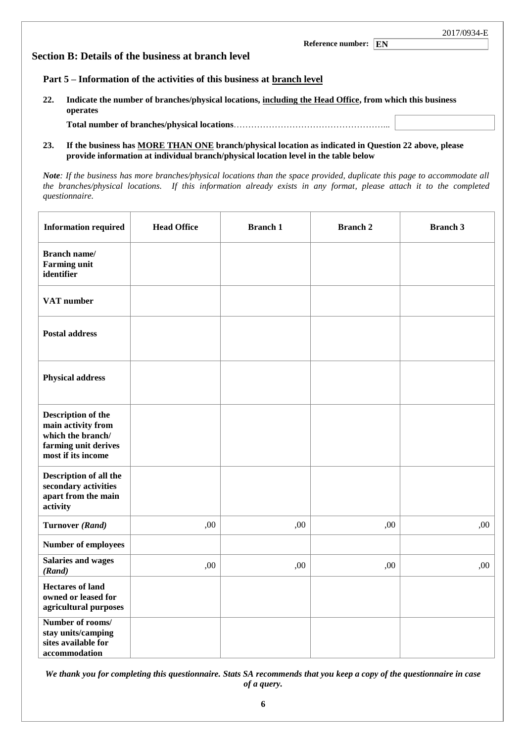Reference number: EN

## Section B: Details of the business at branch level

### Part 5 – Information of the activities of this business at branch level

**22. Indicate the number of branches/physical locations, including the Head Office, from which this business operates**

**Total number of branches/physical locations**……………………………………………...

**23. If the business has MORE THAN ONE branch/physical location as indicated in Question 22 above, please provide information at individual branch/physical location level in the table below**

***Note**: If the business has more branches/physical locations than the space provided, duplicate this page to accommodate all the branches/physical locations. If this information already exists in any format, please attach it to the completed questionnaire.*

| Information required | Head Office | Branch 1 | Branch 2 | Branch 3 |
|---|---|---|---|---|
| **Branch name/ Farming unit identifier** | | | | |
| **VAT number** | | | | |
| **Postal address** | | | | |
| **Physical address** | | | | |
| **Description of the main activity from which the branch/ farming unit derives most if its income** | | | | |
| **Description of all the secondary activities apart from the main activity** | | | | |
| **Turnover *(Rand)*** | ,00 | ,00 | ,00 | ,00 |
| **Number of employees** | | | | |
| **Salaries and wages *(Rand)*** | ,00 | ,00 | ,00 | ,00 |
| **Hectares of land owned or leased for agricultural purposes** | | | | |
| **Number of rooms/ stay units/camping sites available for accommodation** | | | | |

***We thank you for completing this questionnaire. Stats SA recommends that you keep a copy of the questionnaire in case of a query.***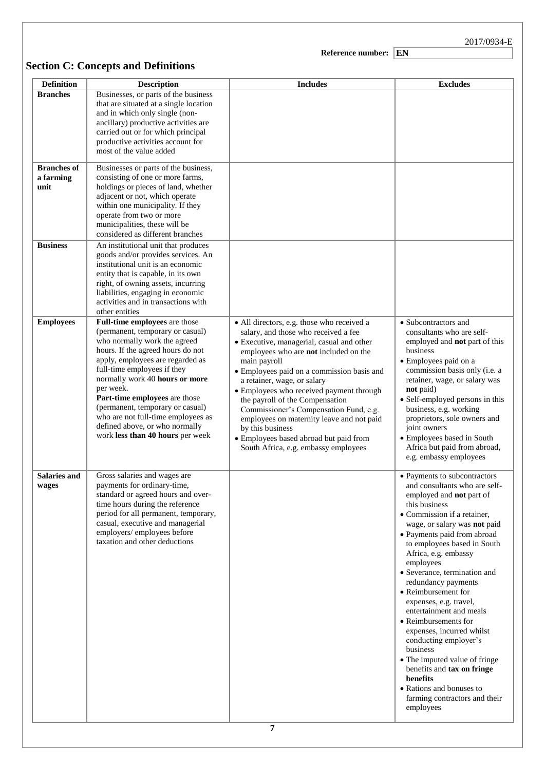Reference number: EN

## Section C: Concepts and Definitions

| Definition | Description | Includes | Excludes |
|---|---|---|---|
| **Branches** | Businesses, or parts of the business that are situated at a single location and in which only single (non-ancillary) productive activities are carried out or for which principal productive activities account for most of the value added | | |
| **Branches of a farming unit** | Businesses or parts of the business, consisting of one or more farms, holdings or pieces of land, whether adjacent or not, which operate within one municipality. If they operate from two or more municipalities, these will be considered as different branches | | |
| **Business** | An institutional unit that produces goods and/or provides services. An institutional unit is an economic entity that is capable, in its own right, of owning assets, incurring liabilities, engaging in economic activities and in transactions with other entities | | |
| **Employees** | **Full-time employees** are those (permanent, temporary or casual) who normally work the agreed hours. If the agreed hours do not apply, employees are regarded as full-time employees if they normally work 40 **hours or more** per week. **Part-time employees** are those (permanent, temporary or casual) who are not full-time employees as defined above, or who normally work **less than 40 hours** per week | • All directors, e.g. those who received a salary, and those who received a fee<br>• Executive, managerial, casual and other employees who are **not** included on the main payroll<br>• Employees paid on a commission basis and a retainer, wage, or salary<br>• Employees who received payment through the payroll of the Compensation Commissioner's Compensation Fund, e.g. employees on maternity leave and not paid by this business<br>• Employees based abroad but paid from South Africa, e.g. embassy employees | • Subcontractors and consultants who are self-employed and **not** part of this business<br>• Employees paid on a commission basis only (i.e. a retainer, wage, or salary was **not** paid)<br>• Self-employed persons in this business, e.g. working proprietors, sole owners and joint owners<br>• Employees based in South Africa but paid from abroad, e.g. embassy employees |
| **Salaries and wages** | Gross salaries and wages are payments for ordinary-time, standard or agreed hours and over-time hours during the reference period for all permanent, temporary, casual, executive and managerial employers/ employees before taxation and other deductions | | • Payments to subcontractors and consultants who are self-employed and **not** part of this business<br>• Commission if a retainer, wage, or salary was **not** paid<br>• Payments paid from abroad to employees based in South Africa, e.g. embassy employees<br>• Severance, termination and redundancy payments<br>• Reimbursement for expenses, e.g. travel, entertainment and meals<br>• Reimbursements for expenses, incurred whilst conducting employer's business<br>• The imputed value of fringe benefits and **tax on fringe benefits**<br>• Rations and bonuses to farming contractors and their employees |